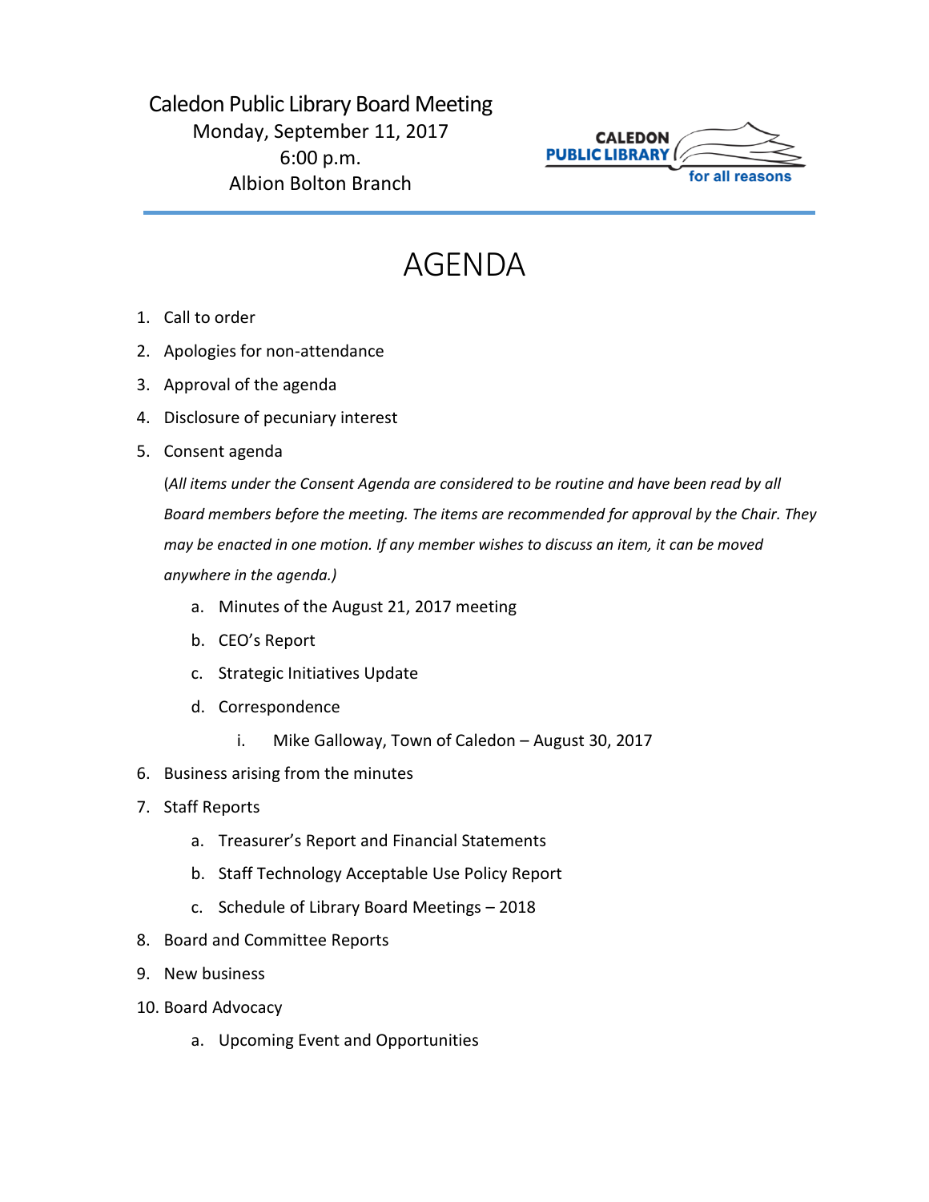Caledon Public Library Board Meeting
Monday, September 11, 2017
6:00 p.m.
Albion Bolton Branch

CALEDON PUBLIC LIBRARY for all reasons

# AGENDA

1. Call to order
2. Apologies for non-attendance
3. Approval of the agenda
4. Disclosure of pecuniary interest
5. Consent agenda

   (*All items under the Consent Agenda are considered to be routine and have been read by all Board members before the meeting. The items are recommended for approval by the Chair. They may be enacted in one motion. If any member wishes to discuss an item, it can be moved anywhere in the agenda.)*

   a. Minutes of the August 21, 2017 meeting
   b. CEO's Report
   c. Strategic Initiatives Update
   d. Correspondence
      i. Mike Galloway, Town of Caledon – August 30, 2017
6. Business arising from the minutes
7. Staff Reports
   a. Treasurer's Report and Financial Statements
   b. Staff Technology Acceptable Use Policy Report
   c. Schedule of Library Board Meetings – 2018
8. Board and Committee Reports
9. New business
10. Board Advocacy
    a. Upcoming Event and Opportunities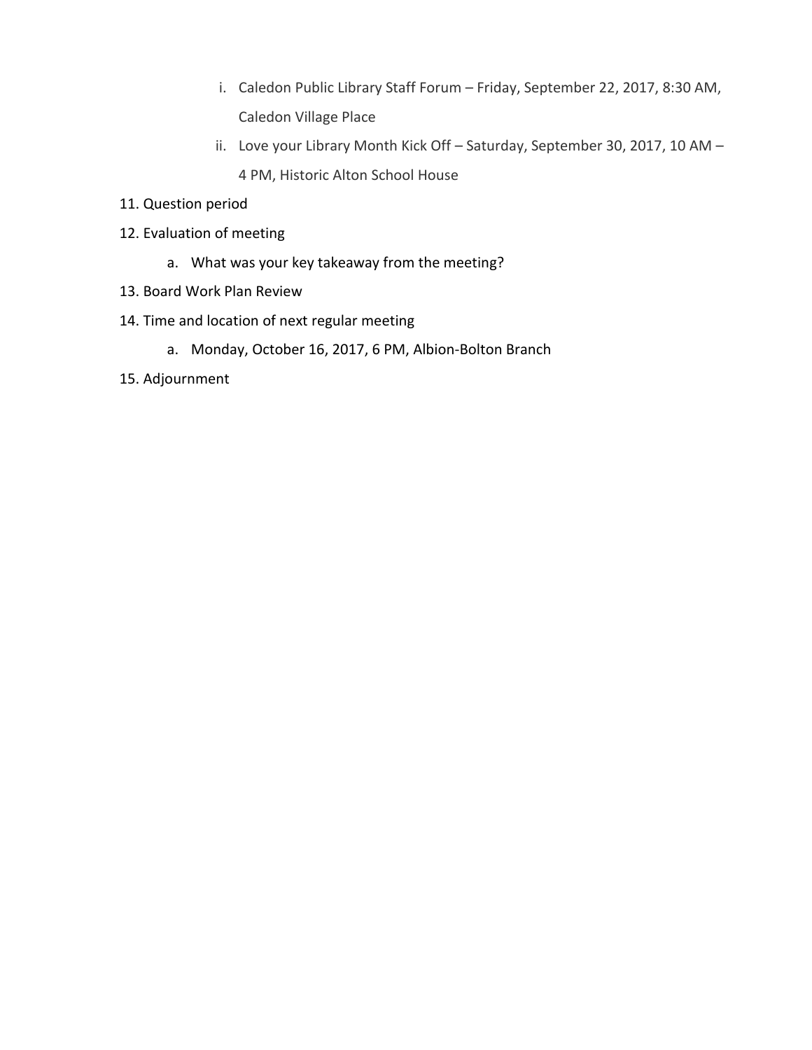i. Caledon Public Library Staff Forum – Friday, September 22, 2017, 8:30 AM, Caledon Village Place
   ii. Love your Library Month Kick Off – Saturday, September 30, 2017, 10 AM – 4 PM, Historic Alton School House

11. Question period
12. Evaluation of meeting
    a. What was your key takeaway from the meeting?
13. Board Work Plan Review
14. Time and location of next regular meeting
    a. Monday, October 16, 2017, 6 PM, Albion-Bolton Branch
15. Adjournment